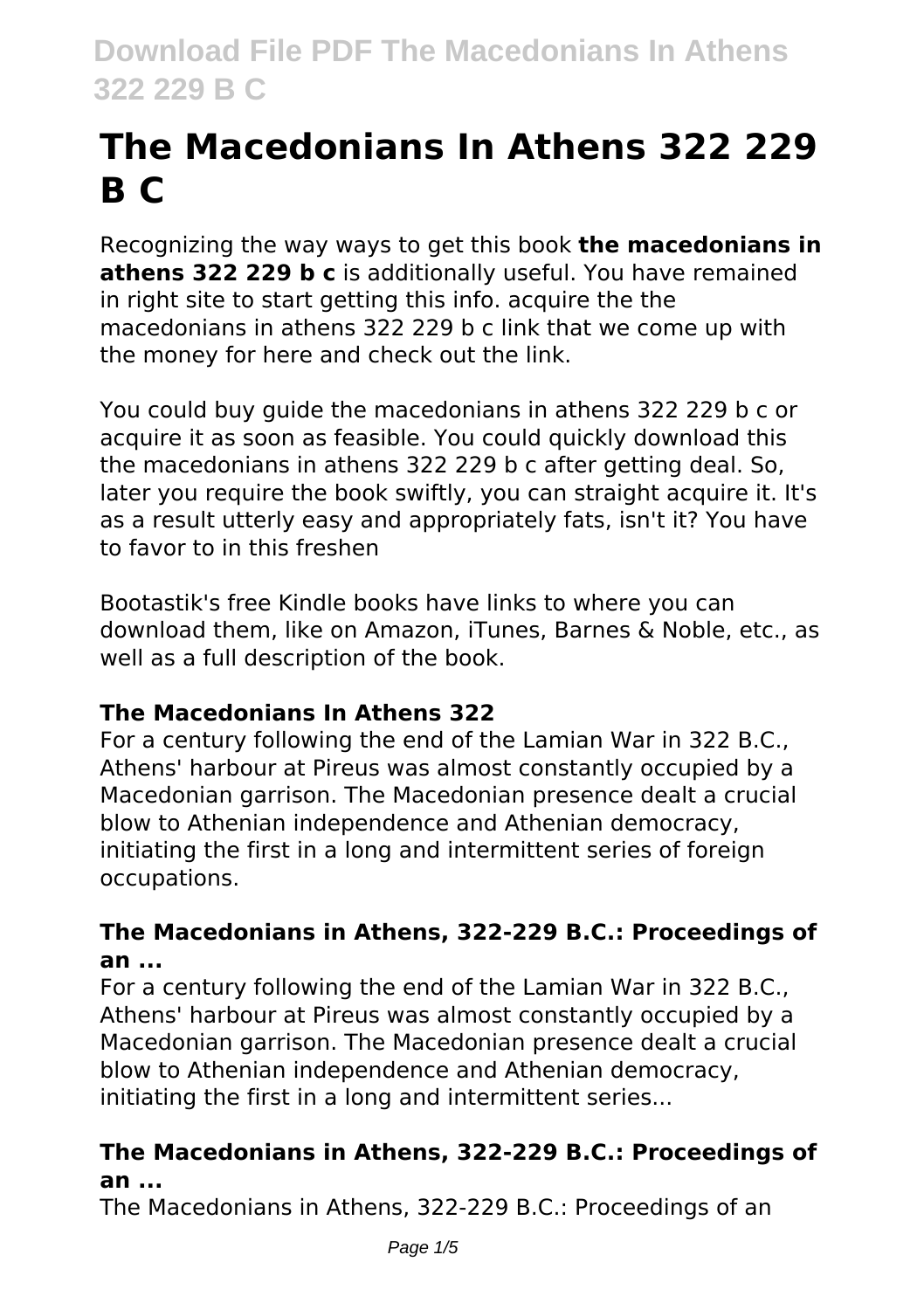# The Macedonians In Athens 322 229 B C

Recognizing the way ways to get this book **the macedonians in athens 322 229 b c** is additionally useful. You have remained in right site to start getting this info. acquire the the macedonians in athens 322 229 b c link that we come up with the money for here and check out the link.

You could buy guide the macedonians in athens 322 229 b c or acquire it as soon as feasible. You could quickly download this the macedonians in athens 322 229 b c after getting deal. So, later you require the book swiftly, you can straight acquire it. It's as a result utterly easy and appropriately fats, isn't it? You have to favor to in this freshen

Bootastik's free Kindle books have links to where you can download them, like on Amazon, iTunes, Barnes & Noble, etc., as well as a full description of the book.

### The Macedonians In Athens 322

For a century following the end of the Lamian War in 322 B.C., Athens' harbour at Pireus was almost constantly occupied by a Macedonian garrison. The Macedonian presence dealt a crucial blow to Athenian independence and Athenian democracy, initiating the first in a long and intermittent series of foreign occupations.

### The Macedonians in Athens, 322-229 B.C.: Proceedings of an ...

For a century following the end of the Lamian War in 322 B.C., Athens' harbour at Pireus was almost constantly occupied by a Macedonian garrison. The Macedonian presence dealt a crucial blow to Athenian independence and Athenian democracy, initiating the first in a long and intermittent series...

### The Macedonians in Athens, 322-229 B.C.: Proceedings of an ...

The Macedonians in Athens, 322-229 B.C.: Proceedings of an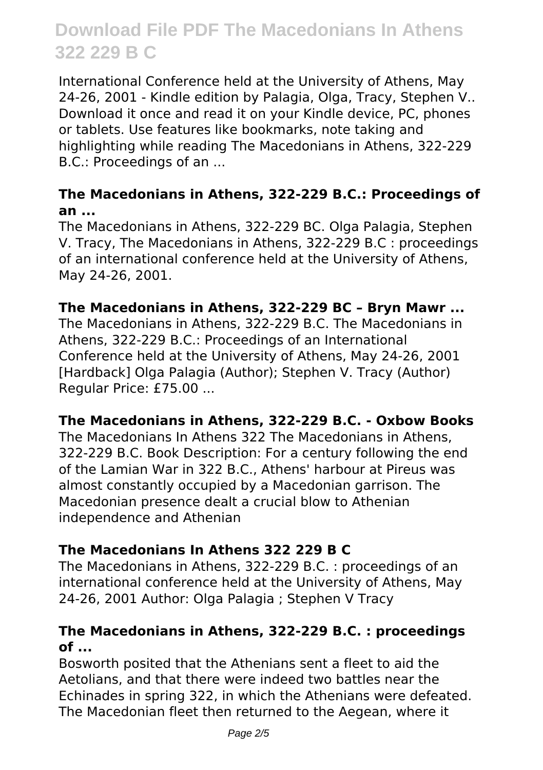International Conference held at the University of Athens, May 24-26, 2001 - Kindle edition by Palagia, Olga, Tracy, Stephen V.. Download it once and read it on your Kindle device, PC, phones or tablets. Use features like bookmarks, note taking and highlighting while reading The Macedonians in Athens, 322-229 B.C.: Proceedings of an ...

### The Macedonians in Athens, 322-229 B.C.: Proceedings of an ...

The Macedonians in Athens, 322-229 BC. Olga Palagia, Stephen V. Tracy, The Macedonians in Athens, 322-229 B.C : proceedings of an international conference held at the University of Athens, May 24-26, 2001.

### The Macedonians in Athens, 322-229 BC – Bryn Mawr ...

The Macedonians in Athens, 322-229 B.C. The Macedonians in Athens, 322-229 B.C.: Proceedings of an International Conference held at the University of Athens, May 24-26, 2001 [Hardback] Olga Palagia (Author); Stephen V. Tracy (Author) Regular Price: £75.00 ...

### The Macedonians in Athens, 322-229 B.C. - Oxbow Books

The Macedonians In Athens 322 The Macedonians in Athens, 322-229 B.C. Book Description: For a century following the end of the Lamian War in 322 B.C., Athens' harbour at Pireus was almost constantly occupied by a Macedonian garrison. The Macedonian presence dealt a crucial blow to Athenian independence and Athenian

### The Macedonians In Athens 322 229 B C

The Macedonians in Athens, 322-229 B.C. : proceedings of an international conference held at the University of Athens, May 24-26, 2001 Author: Olga Palagia ; Stephen V Tracy

### The Macedonians in Athens, 322-229 B.C. : proceedings of ...

Bosworth posited that the Athenians sent a fleet to aid the Aetolians, and that there were indeed two battles near the Echinades in spring 322, in which the Athenians were defeated. The Macedonian fleet then returned to the Aegean, where it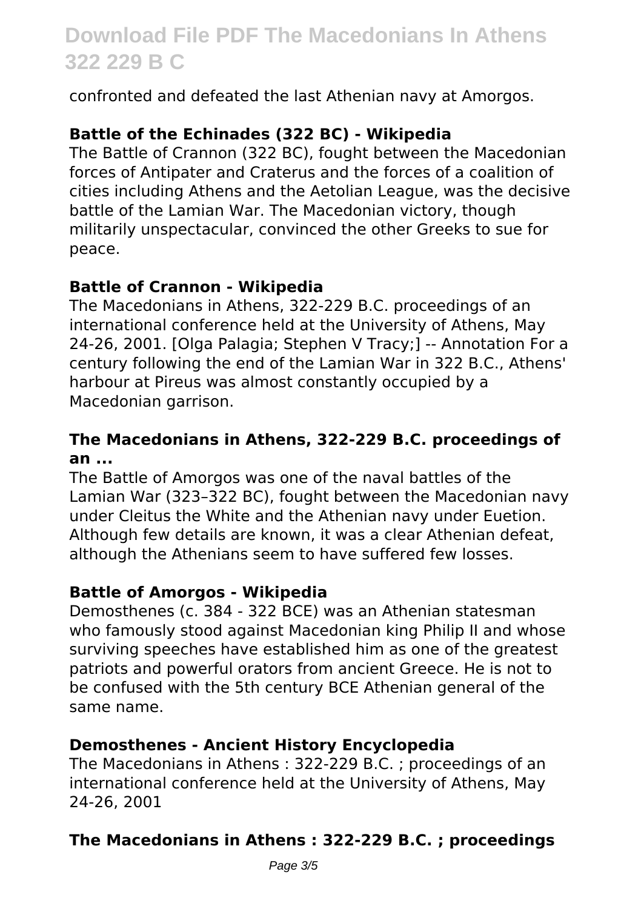confronted and defeated the last Athenian navy at Amorgos.

**Battle of the Echinades (322 BC) - Wikipedia**
The Battle of Crannon (322 BC), fought between the Macedonian forces of Antipater and Craterus and the forces of a coalition of cities including Athens and the Aetolian League, was the decisive battle of the Lamian War. The Macedonian victory, though militarily unspectacular, convinced the other Greeks to sue for peace.

**Battle of Crannon - Wikipedia**
The Macedonians in Athens, 322-229 B.C. proceedings of an international conference held at the University of Athens, May 24-26, 2001. [Olga Palagia; Stephen V Tracy;] -- Annotation For a century following the end of the Lamian War in 322 B.C., Athens' harbour at Pireus was almost constantly occupied by a Macedonian garrison.

**The Macedonians in Athens, 322-229 B.C. proceedings of an ...**
The Battle of Amorgos was one of the naval battles of the Lamian War (323–322 BC), fought between the Macedonian navy under Cleitus the White and the Athenian navy under Euetion. Although few details are known, it was a clear Athenian defeat, although the Athenians seem to have suffered few losses.

**Battle of Amorgos - Wikipedia**
Demosthenes (c. 384 - 322 BCE) was an Athenian statesman who famously stood against Macedonian king Philip II and whose surviving speeches have established him as one of the greatest patriots and powerful orators from ancient Greece. He is not to be confused with the 5th century BCE Athenian general of the same name.

**Demosthenes - Ancient History Encyclopedia**
The Macedonians in Athens : 322-229 B.C. ; proceedings of an international conference held at the University of Athens, May 24-26, 2001

**The Macedonians in Athens : 322-229 B.C. ; proceedings**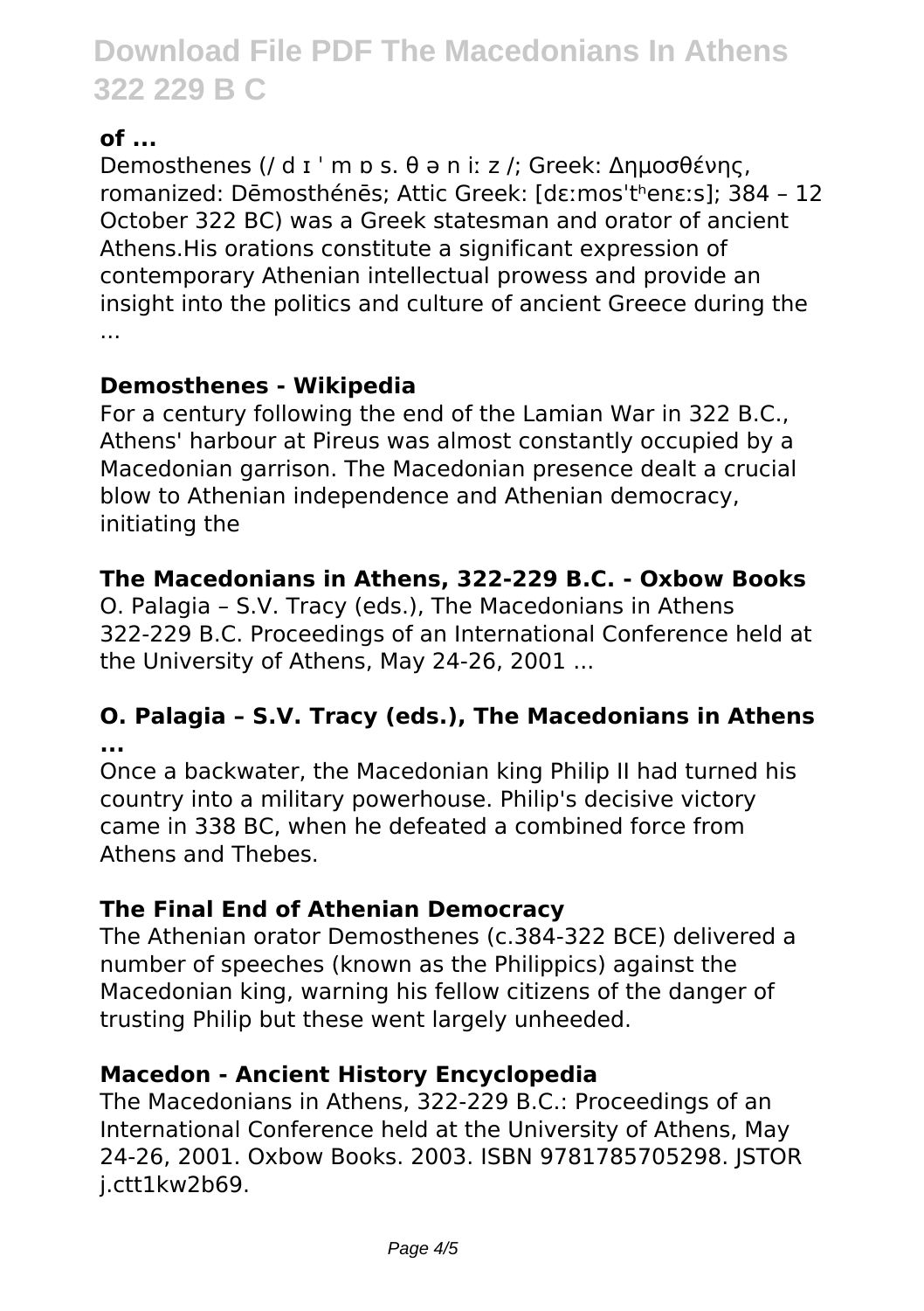**of ...**

Demosthenes (/ d ɪ ˈ m ɒ s. θ ə n iː z /; Greek: Δημοσθένης, romanized: Dēmosthénēs; Attic Greek: [dɛːmosˈtʰenɛːs]; 384 – 12 October 322 BC) was a Greek statesman and orator of ancient Athens.His orations constitute a significant expression of contemporary Athenian intellectual prowess and provide an insight into the politics and culture of ancient Greece during the ...

**Demosthenes - Wikipedia**

For a century following the end of the Lamian War in 322 B.C., Athens' harbour at Pireus was almost constantly occupied by a Macedonian garrison. The Macedonian presence dealt a crucial blow to Athenian independence and Athenian democracy, initiating the

**The Macedonians in Athens, 322-229 B.C. - Oxbow Books**

O. Palagia – S.V. Tracy (eds.), The Macedonians in Athens 322-229 B.C. Proceedings of an International Conference held at the University of Athens, May 24-26, 2001 ...

**O. Palagia – S.V. Tracy (eds.), The Macedonians in Athens ...**

Once a backwater, the Macedonian king Philip II had turned his country into a military powerhouse. Philip's decisive victory came in 338 BC, when he defeated a combined force from Athens and Thebes.

**The Final End of Athenian Democracy**

The Athenian orator Demosthenes (c.384-322 BCE) delivered a number of speeches (known as the Philippics) against the Macedonian king, warning his fellow citizens of the danger of trusting Philip but these went largely unheeded.

**Macedon - Ancient History Encyclopedia**

The Macedonians in Athens, 322-229 B.C.: Proceedings of an International Conference held at the University of Athens, May 24-26, 2001. Oxbow Books. 2003. ISBN 9781785705298. JSTOR j.ctt1kw2b69.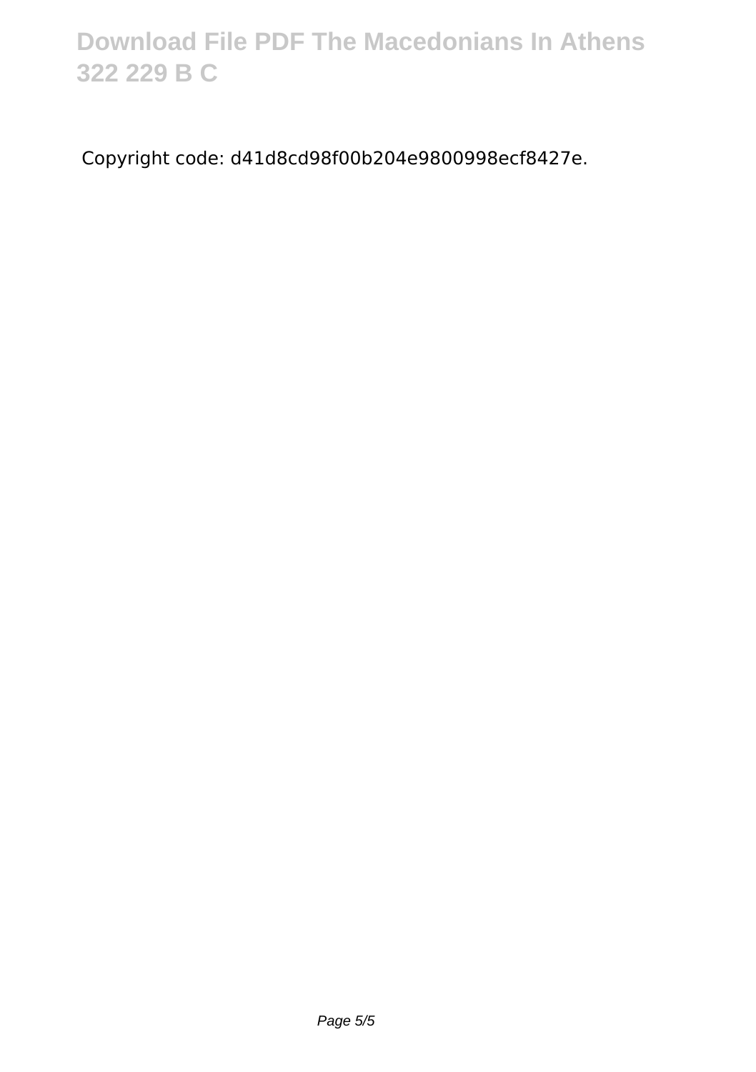Copyright code: d41d8cd98f00b204e9800998ecf8427e.